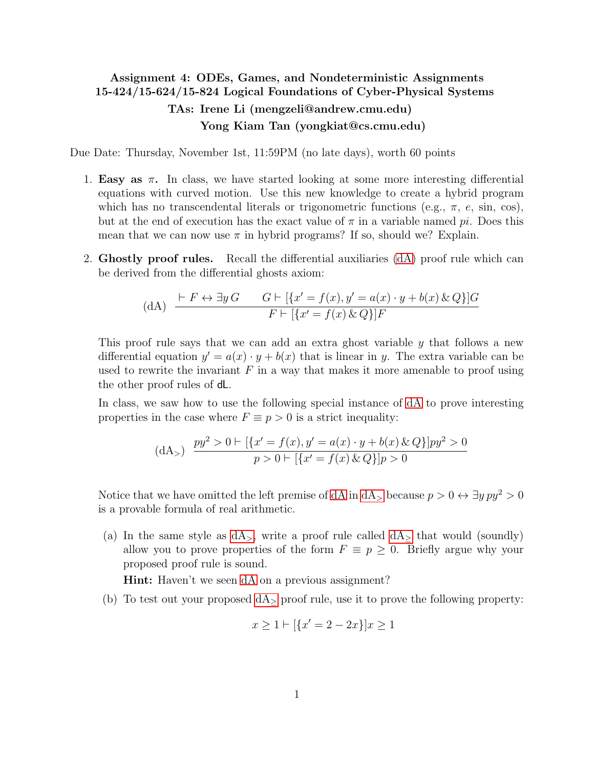**Assignment 4: ODEs, Games, and Nondeterministic Assignments**
**15-424/15-624/15-824 Logical Foundations of Cyber-Physical Systems**
**TAs: Irene Li (mengzeli@andrew.cmu.edu)**
**Yong Kiam Tan (yongkiat@cs.cmu.edu)**

Due Date: Thursday, November 1st, 11:59PM (no late days), worth 60 points

1. **Easy as $\pi$.** In class, we have started looking at some more interesting differential equations with curved motion. Use this new knowledge to create a hybrid program which has no transcendental literals or trigonometric functions (e.g., $\pi$, $e$, sin, cos), but at the end of execution has the exact value of $\pi$ in a variable named $pi$. Does this mean that we can now use $\pi$ in hybrid programs? If so, should we? Explain.

2. **Ghostly proof rules.** Recall the differential auxiliaries (dA) proof rule which can be derived from the differential ghosts axiom:

$$(\text{dA}) \quad \frac{\vdash F \leftrightarrow \exists y\, G \qquad G \vdash [\{x' = f(x), y' = a(x) \cdot y + b(x) \,\&\, Q\}]G}{F \vdash [\{x' = f(x) \,\&\, Q\}]F}$$

This proof rule says that we can add an extra ghost variable $y$ that follows a new differential equation $y' = a(x) \cdot y + b(x)$ that is linear in $y$. The extra variable can be used to rewrite the invariant $F$ in a way that makes it more amenable to proof using the other proof rules of dL.

In class, we saw how to use the following special instance of dA to prove interesting properties in the case where $F \equiv p > 0$ is a strict inequality:

$$(\text{dA}_>) \quad \frac{py^2 > 0 \vdash [\{x' = f(x), y' = a(x) \cdot y + b(x) \,\&\, Q\}]py^2 > 0}{p > 0 \vdash [\{x' = f(x) \,\&\, Q\}]p > 0}$$

Notice that we have omitted the left premise of dA in $\text{dA}_>$ because $p > 0 \leftrightarrow \exists y\, py^2 > 0$ is a provable formula of real arithmetic.

(a) In the same style as $\text{dA}_>$, write a proof rule called $\text{dA}_\geq$ that would (soundly) allow you to prove properties of the form $F \equiv p \geq 0$. Briefly argue why your proposed proof rule is sound.

**Hint:** Haven't we seen dA on a previous assignment?

(b) To test out your proposed $\text{dA}_\geq$ proof rule, use it to prove the following property:

$$x \geq 1 \vdash [\{x' = 2 - 2x\}]x \geq 1$$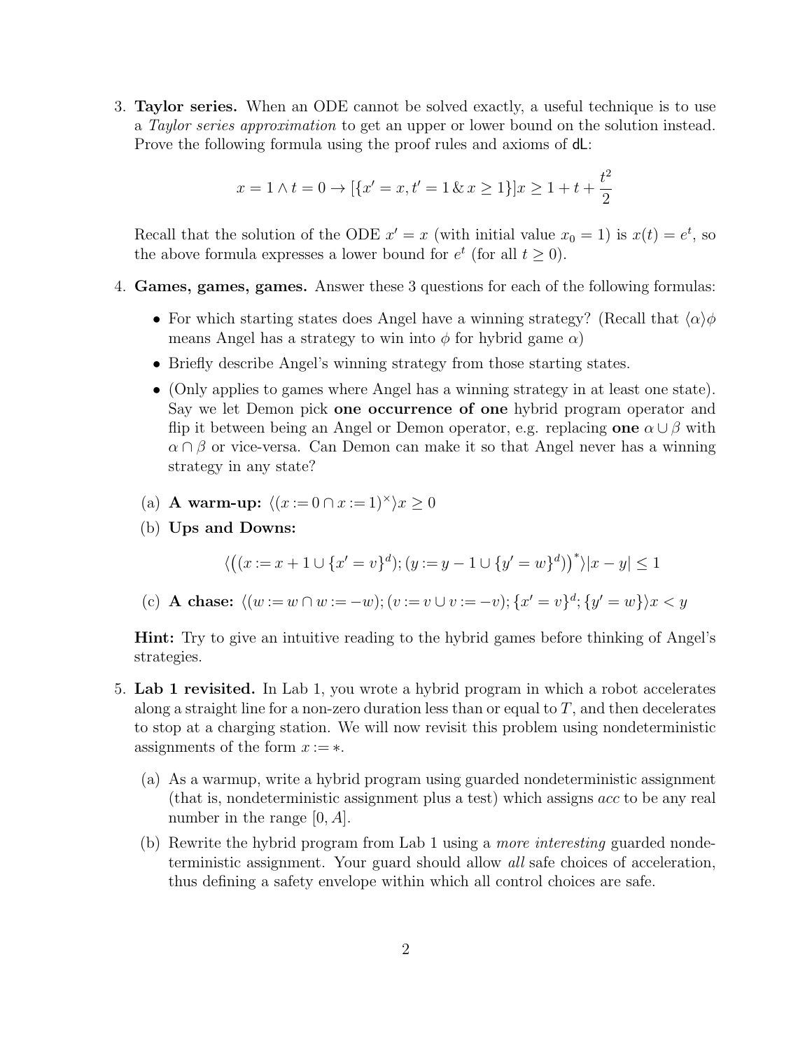3. **Taylor series.** When an ODE cannot be solved exactly, a useful technique is to use a *Taylor series approximation* to get an upper or lower bound on the solution instead. Prove the following formula using the proof rules and axioms of dL:

$$x = 1 \land t = 0 \to [\{x' = x, t' = 1 \,\&\, x \geq 1\}]x \geq 1 + t + \frac{t^2}{2}$$

Recall that the solution of the ODE $x' = x$ (with initial value $x_0 = 1$) is $x(t) = e^t$, so the above formula expresses a lower bound for $e^t$ (for all $t \geq 0$).

4. **Games, games, games.** Answer these 3 questions for each of the following formulas:

   - For which starting states does Angel have a winning strategy? (Recall that $\langle\alpha\rangle\phi$ means Angel has a strategy to win into $\phi$ for hybrid game $\alpha$)
   - Briefly describe Angel's winning strategy from those starting states.
   - (Only applies to games where Angel has a winning strategy in at least one state). Say we let Demon pick **one occurrence of one** hybrid program operator and flip it between being an Angel or Demon operator, e.g. replacing **one** $\alpha \cup \beta$ with $\alpha \cap \beta$ or vice-versa. Can Demon can make it so that Angel never has a winning strategy in any state?

   (a) **A warm-up:** $\langle(x := 0 \cap x := 1)^{\times}\rangle x \geq 0$

   (b) **Ups and Downs:**

$$\langle\big((x := x + 1 \cup \{x' = v\}^d); (y := y - 1 \cup \{y' = w\}^d)\big)^*\rangle |x - y| \leq 1$$

   (c) **A chase:** $\langle(w := w \cap w := -w); (v := v \cup v := -v); \{x' = v\}^d; \{y' = w\}\rangle x < y$

   **Hint:** Try to give an intuitive reading to the hybrid games before thinking of Angel's strategies.

5. **Lab 1 revisited.** In Lab 1, you wrote a hybrid program in which a robot accelerates along a straight line for a non-zero duration less than or equal to $T$, and then decelerates to stop at a charging station. We will now revisit this problem using nondeterministic assignments of the form $x := *$.

   (a) As a warmup, write a hybrid program using guarded nondeterministic assignment (that is, nondeterministic assignment plus a test) which assigns *acc* to be any real number in the range $[0, A]$.

   (b) Rewrite the hybrid program from Lab 1 using a *more interesting* guarded nondeterministic assignment. Your guard should allow *all* safe choices of acceleration, thus defining a safety envelope within which all control choices are safe.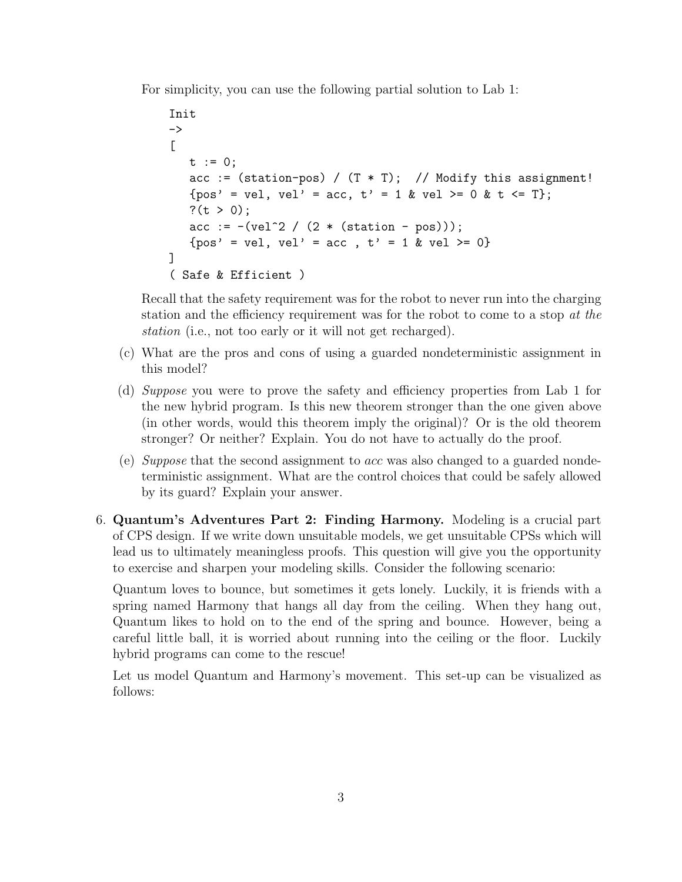For simplicity, you can use the following partial solution to Lab 1:

```
Init
->
[
   t := 0;
   acc := (station-pos) / (T * T);  // Modify this assignment!
   {pos' = vel, vel' = acc, t' = 1 & vel >= 0 & t <= T};
   ?(t > 0);
   acc := -(vel^2 / (2 * (station - pos)));
   {pos' = vel, vel' = acc , t' = 1 & vel >= 0}
]
( Safe & Efficient )
```

Recall that the safety requirement was for the robot to never run into the charging station and the efficiency requirement was for the robot to come to a stop *at the station* (i.e., not too early or it will not get recharged).

(c) What are the pros and cons of using a guarded nondeterministic assignment in this model?

(d) *Suppose* you were to prove the safety and efficiency properties from Lab 1 for the new hybrid program. Is this new theorem stronger than the one given above (in other words, would this theorem imply the original)? Or is the old theorem stronger? Or neither? Explain. You do not have to actually do the proof.

(e) *Suppose* that the second assignment to *acc* was also changed to a guarded nondeterministic assignment. What are the control choices that could be safely allowed by its guard? Explain your answer.

6. **Quantum's Adventures Part 2: Finding Harmony.** Modeling is a crucial part of CPS design. If we write down unsuitable models, we get unsuitable CPSs which will lead us to ultimately meaningless proofs. This question will give you the opportunity to exercise and sharpen your modeling skills. Consider the following scenario:

   Quantum loves to bounce, but sometimes it gets lonely. Luckily, it is friends with a spring named Harmony that hangs all day from the ceiling. When they hang out, Quantum likes to hold on to the end of the spring and bounce. However, being a careful little ball, it is worried about running into the ceiling or the floor. Luckily hybrid programs can come to the rescue!

   Let us model Quantum and Harmony's movement. This set-up can be visualized as follows: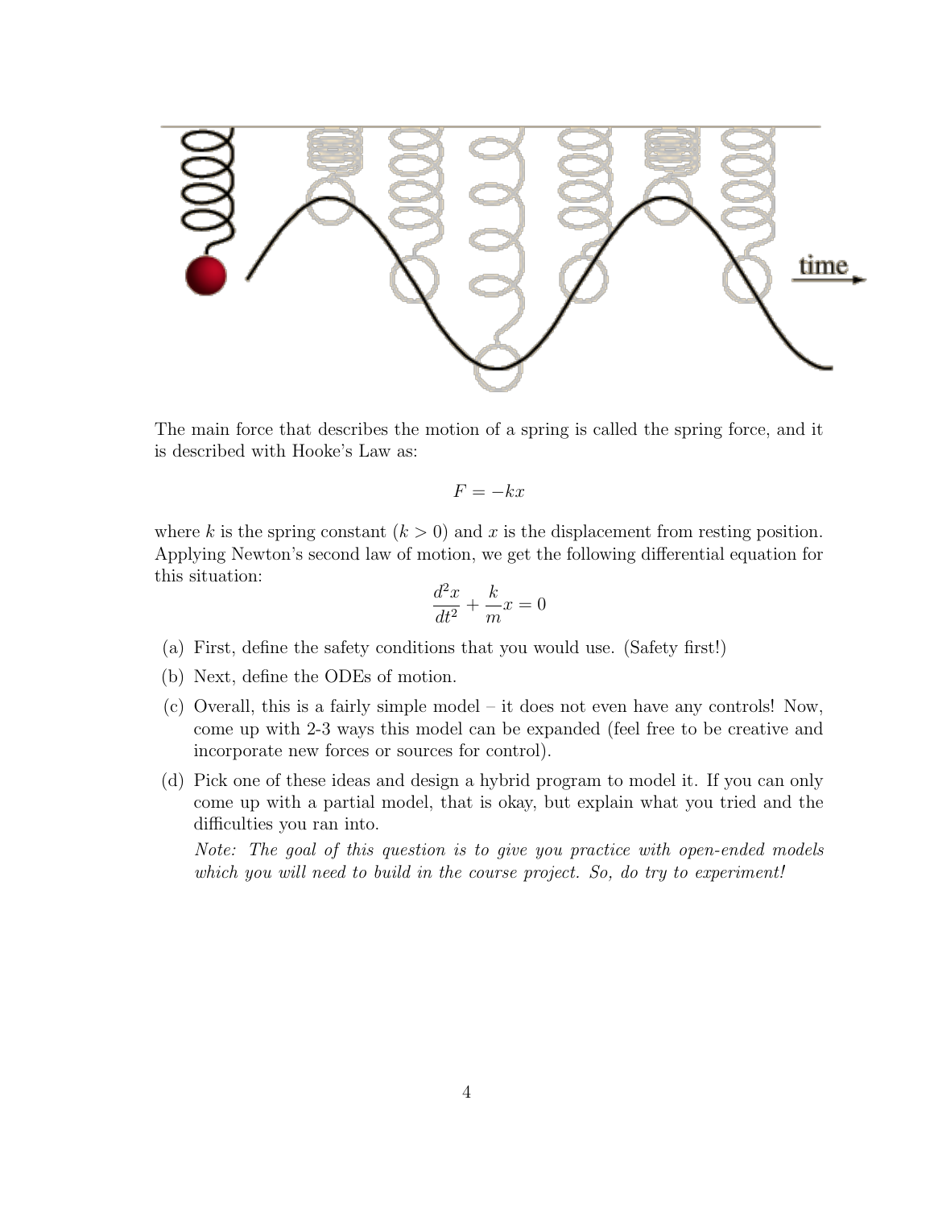time

The main force that describes the motion of a spring is called the spring force, and it is described with Hooke's Law as:

$$F = -kx$$

where $k$ is the spring constant ($k > 0$) and $x$ is the displacement from resting position. Applying Newton's second law of motion, we get the following differential equation for this situation:

$$\frac{d^2x}{dt^2} + \frac{k}{m}x = 0$$

(a) First, define the safety conditions that you would use. (Safety first!)

(b) Next, define the ODEs of motion.

(c) Overall, this is a fairly simple model – it does not even have any controls! Now, come up with 2-3 ways this model can be expanded (feel free to be creative and incorporate new forces or sources for control).

(d) Pick one of these ideas and design a hybrid program to model it. If you can only come up with a partial model, that is okay, but explain what you tried and the difficulties you ran into.

*Note: The goal of this question is to give you practice with open-ended models which you will need to build in the course project. So, do try to experiment!*